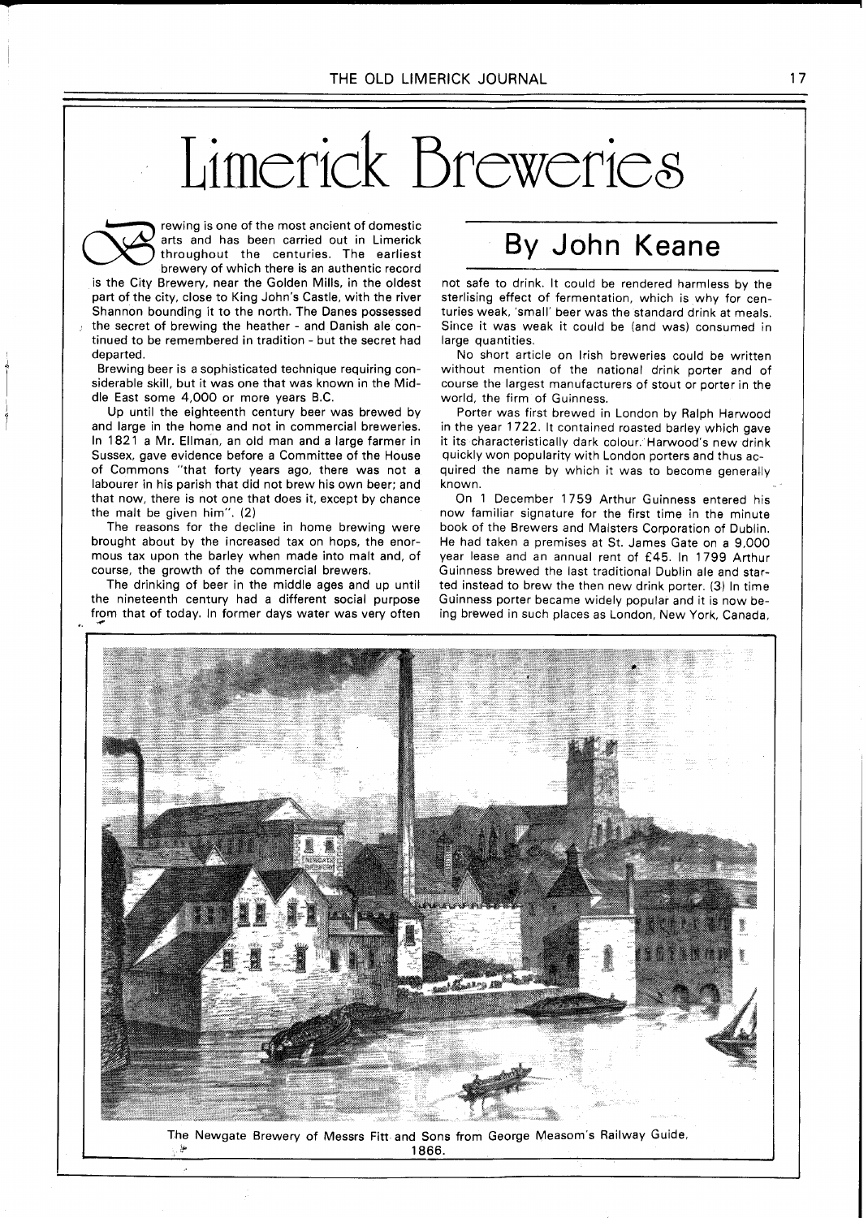# Limerick Breweries

## By John Keane

Brewing is one of the most ancient of domestic arts and has been carried out in Limerick throughout the centuries. The earliest brewery of which there is an authentic record is the City Brewery, near the Golden Mills, in the oldest part of the city, close to King John's Castle, with the river Shannon bounding it to the north. The Danes possessed the secret of brewing the heather - and Danish ale continued to be remembered in tradition - but the secret had departed.

Brewing beer is a sophisticated technique requiring considerable skill, but it was one that was known in the Middle East some 4,000 or more years B.C.

Up until the eighteenth century beer was brewed by and large in the home and not in commercial breweries. In 1821 a Mr. Ellman, an old man and a large farmer in Sussex, gave evidence before a Committee of the House of Commons "that forty years ago, there was not a labourer in his parish that did not brew his own beer; and that now, there is not one that does it, except by chance the malt be given him". (2)

The reasons for the decline in home brewing were brought about by the increased tax on hops, the enormous tax upon the barley when made into malt and, of course, the growth of the commercial brewers.

The drinking of beer in the middle ages and up until the nineteenth century had a different social purpose from that of today. In former days water was very often not safe to drink. It could be rendered harmless by the sterlising effect of fermentation, which is why for centuries weak, 'small' beer was the standard drink at meals. Since it was weak it could be (and was) consumed in large quantities.

No short article on Irish breweries could be written without mention of the national drink porter and of course the largest manufacturers of stout or porter in the world, the firm of Guinness.

Porter was first brewed in London by Ralph Harwood in the year 1722. It contained roasted barley which gave it its characteristically dark colour. Harwood's new drink quickly won popularity with London porters and thus acquired the name by which it was to become generally known.

On 1 December 1759 Arthur Guinness entered his now familiar signature for the first time in the minute book of the Brewers and Malsters Corporation of Dublin. He had taken a premises at St. James Gate on a 9,000 year lease and an annual rent of £45. In 1799 Arthur Guinness brewed the last traditional Dublin ale and started instead to brew the then new drink porter. (3) In time Guinness porter became widely popular and it is now being brewed in such places as London, New York, Canada,

The Newgate Brewery of Messrs Fitt and Sons from George Measom's Railway Guide, 1866.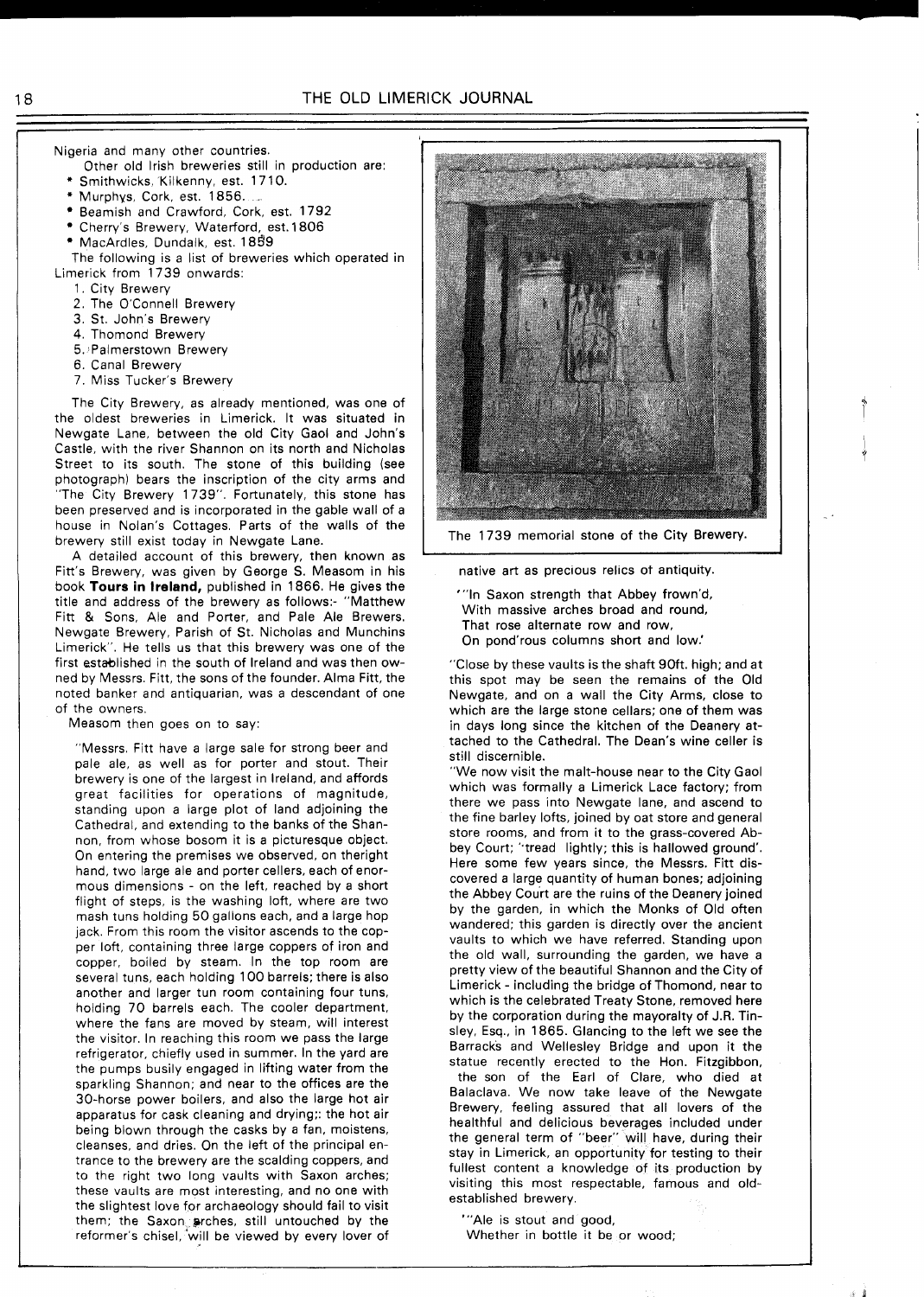Nigeria and many other countries.

Other old Irish breweries still in production are:

* Smithwicks, Kilkenny, est. 1710.
* Murphys, Cork, est. 1856.
* Beamish and Crawford, Cork, est. 1792
* Cherry's Brewery, Waterford, est.1806
* MacArdles, Dundalk, est. 1859

The following is a list of breweries which operated in Limerick from 1739 onwards:

1. City Brewery
2. The O'Connell Brewery
3. St. John's Brewery
4. Thomond Brewery
5. Palmerstown Brewery
6. Canal Brewery
7. Miss Tucker's Brewery

The City Brewery, as already mentioned, was one of the oldest breweries in Limerick. It was situated in Newgate Lane, between the old City Gaol and John's Castle, with the river Shannon on its north and Nicholas Street to its south. The stone of this building (see photograph) bears the inscription of the city arms and "The City Brewery 1739". Fortunately, this stone has been preserved and is incorporated in the gable wall of a house in Nolan's Cottages. Parts of the walls of the brewery still exist today in Newgate Lane.

A detailed account of this brewery, then known as Fitt's Brewery, was given by George S. Measom in his book **Tours in Ireland,** published in 1866. He gives the title and address of the brewery as follows:- "Matthew Fitt & Sons, Ale and Porter, and Pale Ale Brewers, Newgate Brewery, Parish of St. Nicholas and Munchins Limerick". He tells us that this brewery was one of the first established in the south of Ireland and was then owned by Messrs. Fitt, the sons of the founder. Alma Fitt, the noted banker and antiquarian, was a descendant of one of the owners.

Measom then goes on to say:

> "Messrs. Fitt have a large sale for strong beer and pale ale, as well as for porter and stout. Their brewery is one of the largest in Ireland, and affords great facilities for operations of magnitude, standing upon a large plot of land adjoining the Cathedral, and extending to the banks of the Shannon, from whose bosom it is a picturesque object. On entering the premises we observed, on theright hand, two large ale and porter cellers, each of enormous dimensions - on the left, reached by a short flight of steps, is the washing loft, where are two mash tuns holding 50 gallons each, and a large hop jack. From this room the visitor ascends to the copper loft, containing three large coppers of iron and copper, boiled by steam. In the top room are several tuns, each holding 100 barrels; there is also another and larger tun room containing four tuns, holding 70 barrels each. The cooler department, where the fans are moved by steam, will interest the visitor. In reaching this room we pass the large refrigerator, chiefly used in summer. In the yard are the pumps busily engaged in lifting water from the sparkling Shannon; and near to the offices are the 30-horse power boilers, and also the large hot air apparatus for cask cleaning and drying;: the hot air being blown through the casks by a fan, moistens, cleanses, and dries. On the left of the principal entrance to the brewery are the scalding coppers, and to the right two long vaults with Saxon arches; these vaults are most interesting, and no one with the slightest love for archaeology should fail to visit them; the Saxon arches, still untouched by the reformer's chisel, will be viewed by every lover of native art as precious relics of antiquity.
>
> '"In Saxon strength that Abbey frown'd,
> With massive arches broad and round,
> That rose alternate row and row,
> On pond'rous columns short and low.'
>
> "Close by these vaults is the shaft 90ft. high; and at this spot may be seen the remains of the Old Newgate, and on a wall the City Arms, close to which are the large stone cellars; one of them was in days long since the kitchen of the Deanery attached to the Cathedral. The Dean's wine celler is still discernible.
>
> "We now visit the malt-house near to the City Gaol which was formally a Limerick Lace factory; from there we pass into Newgate lane, and ascend to the fine barley lofts, joined by oat store and general store rooms, and from it to the grass-covered Abbey Court; "tread lightly; this is hallowed ground'. Here some few years since, the Messrs. Fitt discovered a large quantity of human bones; adjoining the Abbey Court are the ruins of the Deanery joined by the garden, in which the Monks of Old often wandered; this garden is directly over the ancient vaults to which we have referred. Standing upon the old wall, surrounding the garden, we have a pretty view of the beautiful Shannon and the City of Limerick - including the bridge of Thomond, near to which is the celebrated Treaty Stone, removed here by the corporation during the mayoralty of J.R. Tinsley, Esq., in 1865. Glancing to the left we see the Barracks and Wellesley Bridge and upon it the statue recently erected to the Hon. Fitzgibbon, the son of the Earl of Clare, who died at Balaclava. We now take leave of the Newgate Brewery, feeling assured that all lovers of the healthful and delicious beverages included under the general term of "beer" will have, during their stay in Limerick, an opportunity for testing to their fullest content a knowledge of its production by visiting this most respectable, famous and old-established brewery.
>
> '"Ale is stout and good,
> Whether in bottle it be or wood;

The 1739 memorial stone of the City Brewery.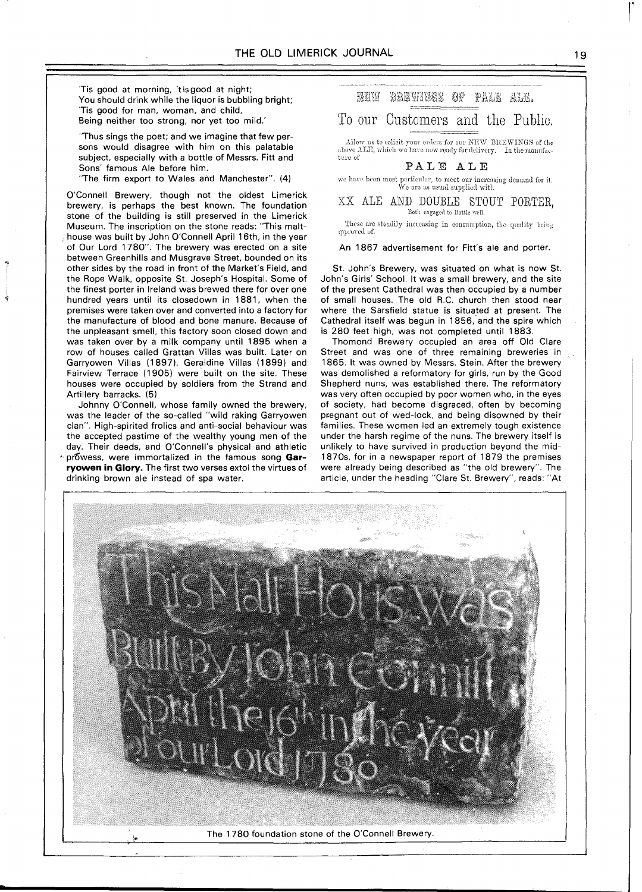'Tis good at morning, 'tis good at night;
You should drink while the liquor is bubbling bright;
'Tis good for man, woman, and child,
Being neither too strong, nor yet too mild.'

"Thus sings the poet; and we imagine that few persons would disagree with him on this palatable subject, especially with a bottle of Messrs. Fitt and Sons' famous Ale before him.

"The firm export to Wales and Manchester". (4)

O'Connell Brewery, though not the oldest Limerick brewery, is perhaps the best known. The foundation stone of the building is still preserved in the Limerick Museum. The inscription on the stone reads: "This malt-house was built by John O'Connell April 16th, in the year of Our Lord 1780". The brewery was erected on a site between Greenhills and Musgrave Street, bounded on its other sides by the road in front of the Market's Field, and the Rope Walk, opposite St. Joseph's Hospital. Some of the finest porter in Ireland was brewed there for over one hundred years until its closedown in 1881, when the premises were taken over and converted into a factory for the manufacture of blood and bone manure. Because of the unpleasant smell, this factory soon closed down and was taken over by a milk company until 1895 when a row of houses called Grattan Villas was built. Later on Garryowen Villas (1897), Geraldine Villas (1899) and Fairview Terrace (1905) were built on the site. These houses were occupied by soldiers from the Strand and Artillery barracks. (5)

Johnny O'Connell, whose family owned the brewery, was the leader of the so-called "wild raking Garryowen clan". High-spirited frolics and anti-social behaviour was the accepted pastime of the wealthy young men of the day. Their deeds, and O'Connell's physical and athletic prowess, were immortalized in the famous song **Garryowen in Glory.** The first two verses extol the virtues of drinking brown ale instead of spa water.

NEW BREWINGS OF PALE ALE.

To our Customers and the Public.

Allow us to solicit your orders for our NEW BREWINGS of the above ALE, which we have now ready for delivery. In the manufacture of

PALE ALE

we have been most particular, to meet our increasing demand for it. We are as usual supplied with

XX ALE AND DOUBLE STOUT PORTER,

Both engaged to Bottle well.

These are steadily increasing in consumption, the quality being approved of.

An 1867 advertisement for Fitt's ale and porter.

St. John's Brewery, was situated on what is now St. John's Girls' School. It was a small brewery, and the site of the present Cathedral was then occupied by a number of small houses. The old R.C. church then stood near where the Sarsfield statue is situated at present. The Cathedral itself was begun in 1856, and the spire which is 280 feet high, was not completed until 1883.

Thomond Brewery occupied an area off Old Clare Street and was one of three remaining breweries in 1865. It was owned by Messrs. Stein. After the brewery was demolished a reformatory for girls, run by the Good Shepherd nuns, was established there. The reformatory was very often occupied by poor women who, in the eyes of society, had become disgraced, often by becoming pregnant out of wed-lock, and being disowned by their families. These women led an extremely tough existence under the harsh regime of the nuns. The brewery itself is unlikely to have survived in production beyond the mid-1870s, for in a newspaper report of 1879 the premises were already being described as "the old brewery". The article, under the heading "Clare St. Brewery", reads: "At

This Malt House was Built By John Connill April the 16th in the year of our Lord 1780

The 1780 foundation stone of the O'Connell Brewery.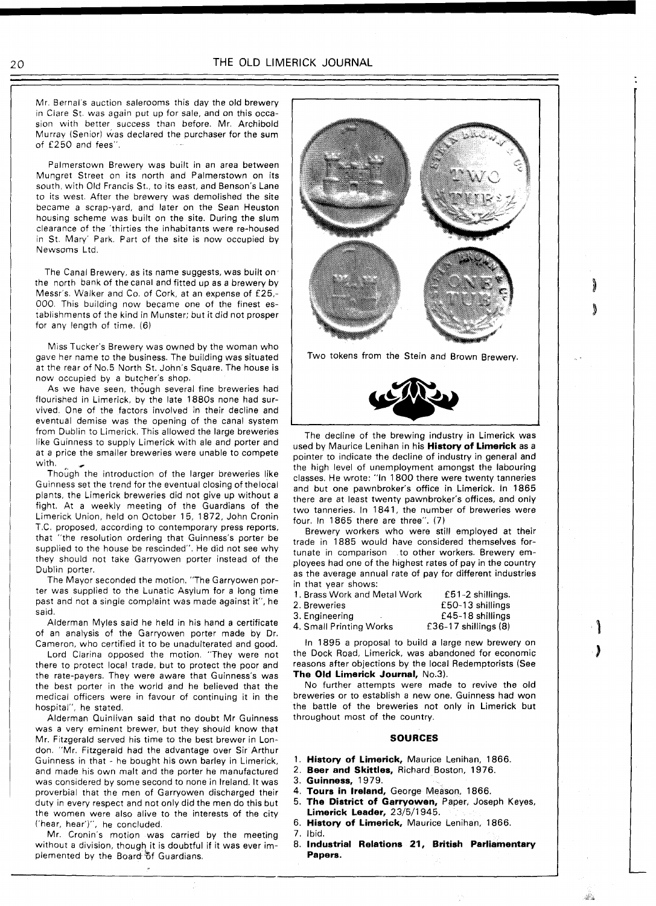Mr. Bernal's auction salerooms this day the old brewery in Clare St. was again put up for sale, and on this occasion with better success than before. Mr. Archibold Murray (Senior) was declared the purchaser for the sum of £250 and fees".

Palmerstown Brewery was built in an area between Mungret Street on its north and Palmerstown on its south, with Old Francis St., to its east, and Benson's Lane to its west. After the brewery was demolished the site became a scrap-yard, and later on the Sean Heuston housing scheme was built on the site. During the slum clearance of the 'thirties the inhabitants were re-housed in St. Mary' Park. Part of the site is now occupied by Newsoms Ltd.

The Canal Brewery, as its name suggests, was built on the north bank of the canal and fitted up as a brewery by Messr's. Walker and Co. of Cork, at an expense of £25,-000. This building now became one of the finest establishments of the kind in Munster; but it did not prosper for any length of time. (6)

Miss Tucker's Brewery was owned by the woman who gave her name to the business. The building was situated at the rear of No.5 North St. John's Square. The house is now occupied by a butcher's shop.

As we have seen, though several fine breweries had flourished in Limerick, by the late 1880s none had survived. One of the factors involved in their decline and eventual demise was the opening of the canal system from Dublin to Limerick. This allowed the large breweries like Guinness to supply Limerick with ale and porter and at a price the smaller breweries were unable to compete with.

Though the introduction of the larger breweries like Guinness set the trend for the eventual closing of the local plants, the Limerick breweries did not give up without a fight. At a weekly meeting of the Guardians of the Limerick Union, held on October 15, 1872, John Cronin T.C. proposed, according to contemporary press reports, that "the resolution ordering that Guinness's porter be supplied to the house be rescinded". He did not see why they should not take Garryowen porter instead of the Dublin porter.

The Mayor seconded the motion. "The Garryowen porter was supplied to the Lunatic Asylum for a long time past and not a single complaint was made against it", he said.

Alderman Myles said he held in his hand a certificate of an analysis of the Garryowen porter made by Dr. Cameron, who certified it to be unadulterated and good.

Lord Clarina opposed the motion. "They were not there to protect local trade, but to protect the poor and the rate-payers. They were aware that Guinness's was the best porter in the world and he believed that the medical officers were in favour of continuing it in the hospital", he stated.

Alderman Quinlivan said that no doubt Mr Guinness was a very eminent brewer, but they should know that Mr. Fitzgerald served his time to the best brewer in London. "Mr. Fitzgerald had the advantage over Sir Arthur Guinness in that - he bought his own barley in Limerick, and made his own malt and the porter he manufactured was considered by some second to none in Ireland. It was proverbial that the men of Garryowen discharged their duty in every respect and not only did the men do this but the women were also alive to the interests of the city ('hear, hear')", he concluded.

Mr. Cronin's motion was carried by the meeting without a division, though it is doubtful if it was ever implemented by the Board of Guardians.

Two tokens from the Stein and Brown Brewery.

The decline of the brewing industry in Limerick was used by Maurice Lenihan in his **History of Limerick** as a pointer to indicate the decline of industry in general and the high level of unemployment amongst the labouring classes. He wrote: "In 1800 there were twenty tanneries and but one pawnbroker's office in Limerick. In 1865 there are at least twenty pawnbroker's offices, and only two tanneries. In 1841, the number of breweries were four. In 1865 there are three". (7)

Brewery workers who were still employed at their trade in 1885 would have considered themselves fortunate in comparison to other workers. Brewery employees had one of the highest rates of pay in the country as the average annual rate of pay for different industries in that year shows:

| | |
|---|---|
| 1. Brass Work and Metal Work | £51-2 shillings. |
| 2. Breweries | £50-13 shillings |
| 3. Engineering | £45-18 shillings |
| 4. Small Printing Works | £36-17 shillings (8) |

In 1895 a proposal to build a large new brewery on the Dock Road, Limerick, was abandoned for economic reasons after objections by the local Redemptorists (See **The Old Limerick Journal,** No.3).

No further attempts were made to revive the old breweries or to establish a new one. Guinness had won the battle of the breweries not only in Limerick but throughout most of the country.

## SOURCES

1. **History of Limerick,** Maurice Lenihan, 1866.
2. **Beer and Skittles,** Richard Boston, 1976.
3. **Guinness,** 1979.
4. **Tours in Ireland,** George Meason, 1866.
5. **The District of Garryowen,** Paper, Joseph Keyes, **Limerick Leader,** 23/5/1945.
6. **History of Limerick,** Maurice Lenihan, 1866.
7. Ibid.
8. **Industrial Relations 21, British Parliamentary Papers.**